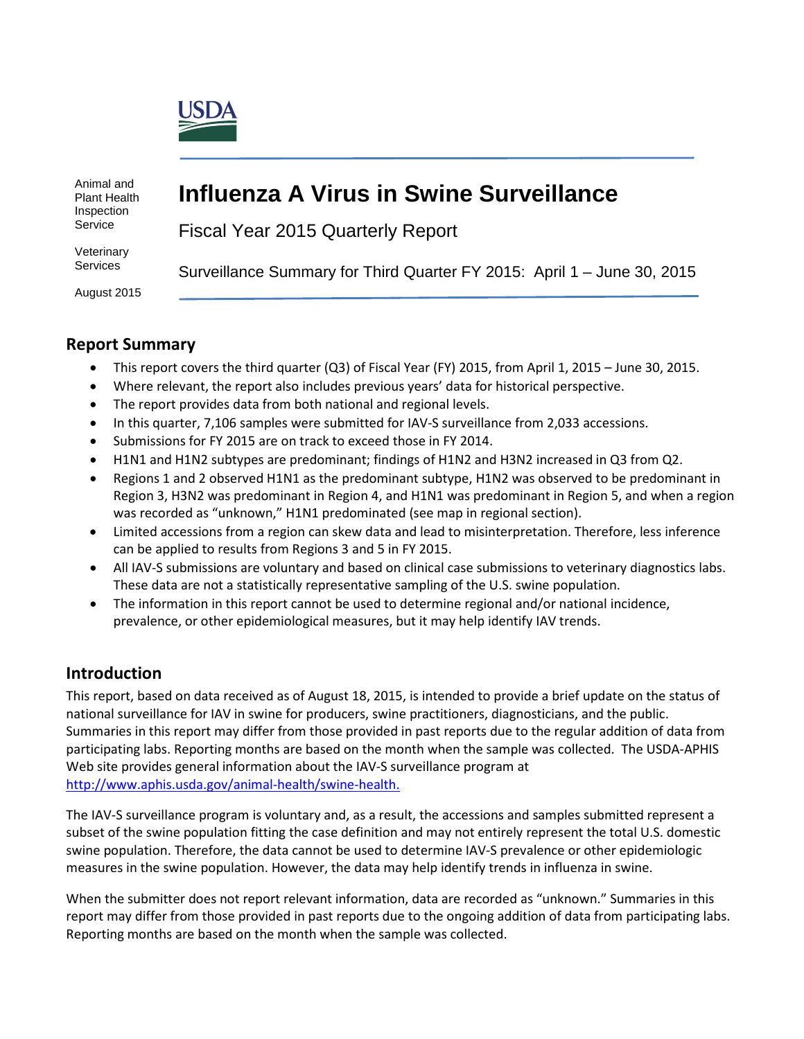USDA

Animal and Plant Health Inspection Service

Veterinary Services

August 2015

# Influenza A Virus in Swine Surveillance

Fiscal Year 2015 Quarterly Report

Surveillance Summary for Third Quarter FY 2015: April 1 – June 30, 2015

## Report Summary

- This report covers the third quarter (Q3) of Fiscal Year (FY) 2015, from April 1, 2015 – June 30, 2015.
- Where relevant, the report also includes previous years' data for historical perspective.
- The report provides data from both national and regional levels.
- In this quarter, 7,106 samples were submitted for IAV-S surveillance from 2,033 accessions.
- Submissions for FY 2015 are on track to exceed those in FY 2014.
- H1N1 and H1N2 subtypes are predominant; findings of H1N2 and H3N2 increased in Q3 from Q2.
- Regions 1 and 2 observed H1N1 as the predominant subtype, H1N2 was observed to be predominant in Region 3, H3N2 was predominant in Region 4, and H1N1 was predominant in Region 5, and when a region was recorded as "unknown," H1N1 predominated (see map in regional section).
- Limited accessions from a region can skew data and lead to misinterpretation. Therefore, less inference can be applied to results from Regions 3 and 5 in FY 2015.
- All IAV-S submissions are voluntary and based on clinical case submissions to veterinary diagnostics labs. These data are not a statistically representative sampling of the U.S. swine population.
- The information in this report cannot be used to determine regional and/or national incidence, prevalence, or other epidemiological measures, but it may help identify IAV trends.

## Introduction

This report, based on data received as of August 18, 2015, is intended to provide a brief update on the status of national surveillance for IAV in swine for producers, swine practitioners, diagnosticians, and the public. Summaries in this report may differ from those provided in past reports due to the regular addition of data from participating labs. Reporting months are based on the month when the sample was collected. The USDA-APHIS Web site provides general information about the IAV-S surveillance program at http://www.aphis.usda.gov/animal-health/swine-health.

The IAV-S surveillance program is voluntary and, as a result, the accessions and samples submitted represent a subset of the swine population fitting the case definition and may not entirely represent the total U.S. domestic swine population. Therefore, the data cannot be used to determine IAV-S prevalence or other epidemiologic measures in the swine population. However, the data may help identify trends in influenza in swine.

When the submitter does not report relevant information, data are recorded as "unknown." Summaries in this report may differ from those provided in past reports due to the ongoing addition of data from participating labs. Reporting months are based on the month when the sample was collected.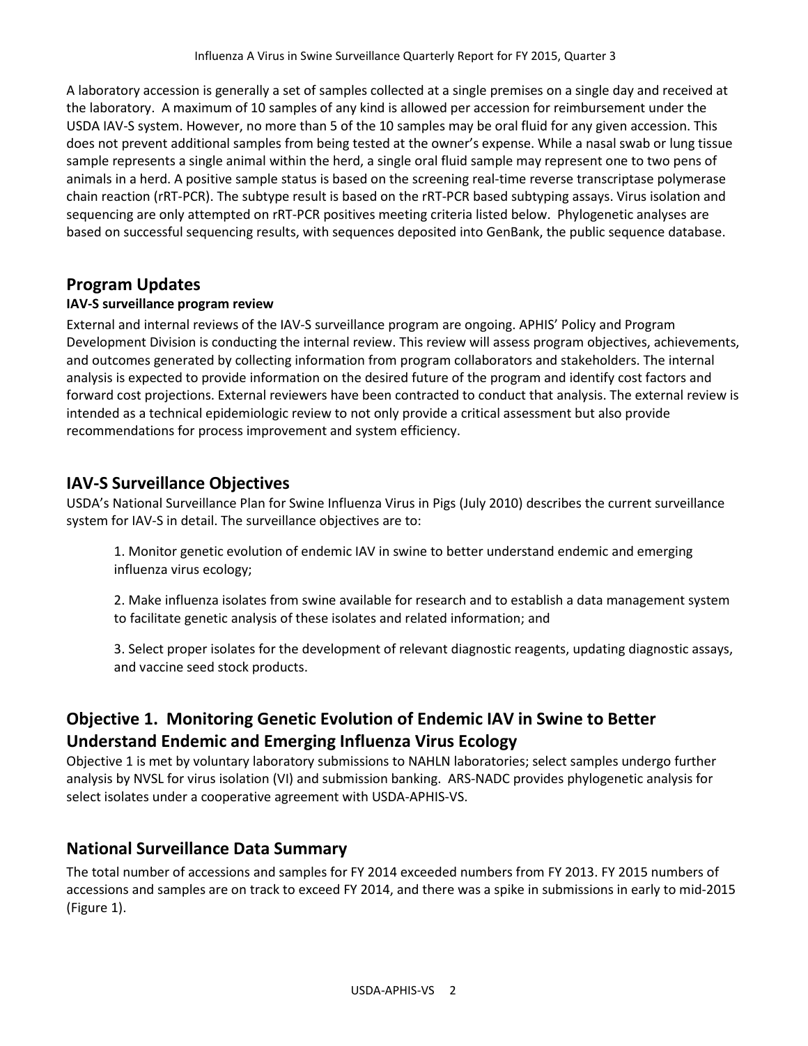A laboratory accession is generally a set of samples collected at a single premises on a single day and received at the laboratory. A maximum of 10 samples of any kind is allowed per accession for reimbursement under the USDA IAV-S system. However, no more than 5 of the 10 samples may be oral fluid for any given accession. This does not prevent additional samples from being tested at the owner's expense. While a nasal swab or lung tissue sample represents a single animal within the herd, a single oral fluid sample may represent one to two pens of animals in a herd. A positive sample status is based on the screening real-time reverse transcriptase polymerase chain reaction (rRT-PCR). The subtype result is based on the rRT-PCR based subtyping assays. Virus isolation and sequencing are only attempted on rRT-PCR positives meeting criteria listed below. Phylogenetic analyses are based on successful sequencing results, with sequences deposited into GenBank, the public sequence database.

## Program Updates

### IAV-S surveillance program review

External and internal reviews of the IAV-S surveillance program are ongoing. APHIS' Policy and Program Development Division is conducting the internal review. This review will assess program objectives, achievements, and outcomes generated by collecting information from program collaborators and stakeholders. The internal analysis is expected to provide information on the desired future of the program and identify cost factors and forward cost projections. External reviewers have been contracted to conduct that analysis. The external review is intended as a technical epidemiologic review to not only provide a critical assessment but also provide recommendations for process improvement and system efficiency.

## IAV-S Surveillance Objectives

USDA's National Surveillance Plan for Swine Influenza Virus in Pigs (July 2010) describes the current surveillance system for IAV-S in detail. The surveillance objectives are to:

1. Monitor genetic evolution of endemic IAV in swine to better understand endemic and emerging influenza virus ecology;

2. Make influenza isolates from swine available for research and to establish a data management system to facilitate genetic analysis of these isolates and related information; and

3. Select proper isolates for the development of relevant diagnostic reagents, updating diagnostic assays, and vaccine seed stock products.

## Objective 1. Monitoring Genetic Evolution of Endemic IAV in Swine to Better Understand Endemic and Emerging Influenza Virus Ecology

Objective 1 is met by voluntary laboratory submissions to NAHLN laboratories; select samples undergo further analysis by NVSL for virus isolation (VI) and submission banking. ARS-NADC provides phylogenetic analysis for select isolates under a cooperative agreement with USDA-APHIS-VS.

## National Surveillance Data Summary

The total number of accessions and samples for FY 2014 exceeded numbers from FY 2013. FY 2015 numbers of accessions and samples are on track to exceed FY 2014, and there was a spike in submissions in early to mid-2015 (Figure 1).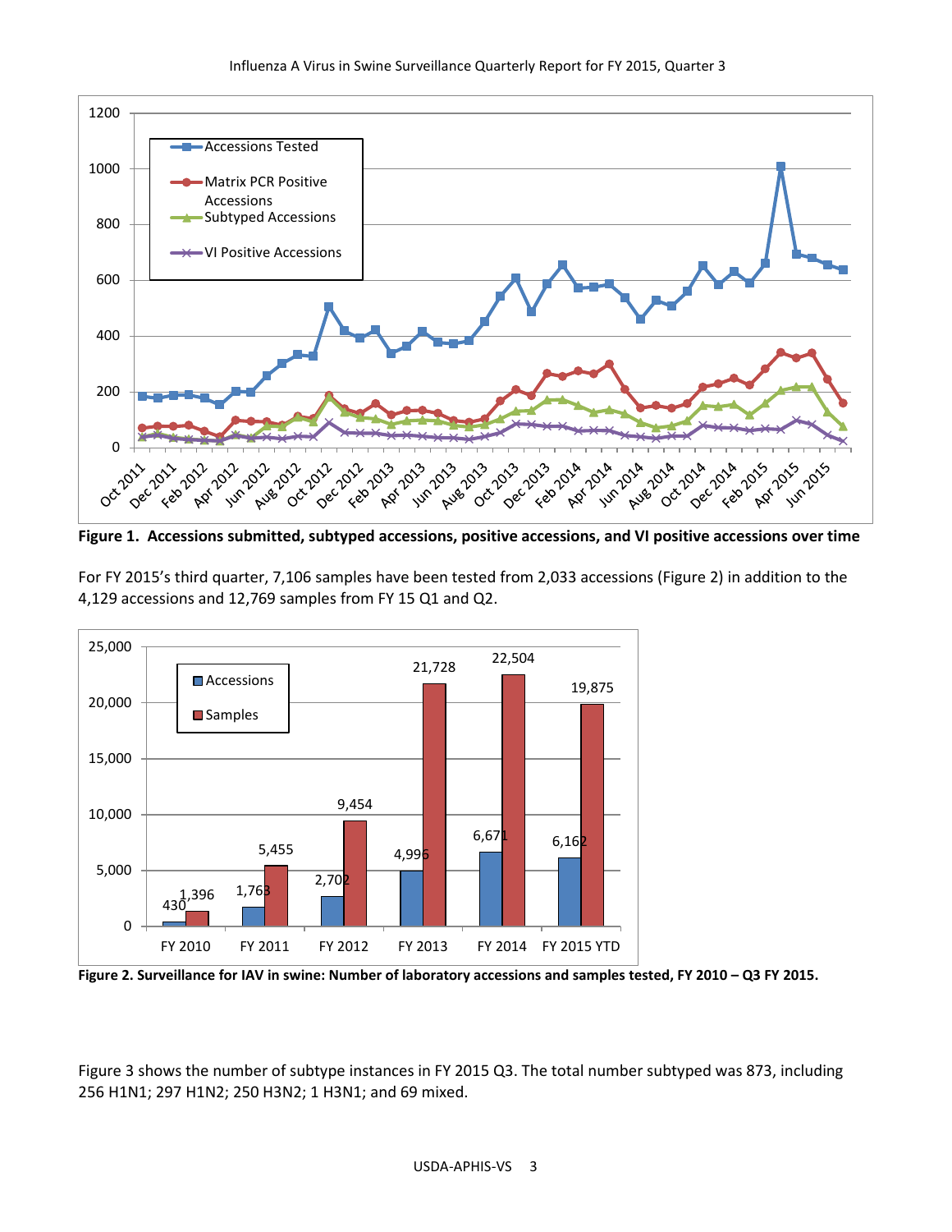**Figure 1. Accessions submitted, subtyped accessions, positive accessions, and VI positive accessions over time**

For FY 2015's third quarter, 7,106 samples have been tested from 2,033 accessions (Figure 2) in addition to the 4,129 accessions and 12,769 samples from FY 15 Q1 and Q2.

**Figure 2. Surveillance for IAV in swine: Number of laboratory accessions and samples tested, FY 2010 – Q3 FY 2015.**

Figure 3 shows the number of subtype instances in FY 2015 Q3. The total number subtyped was 873, including 256 H1N1; 297 H1N2; 250 H3N2; 1 H3N1; and 69 mixed.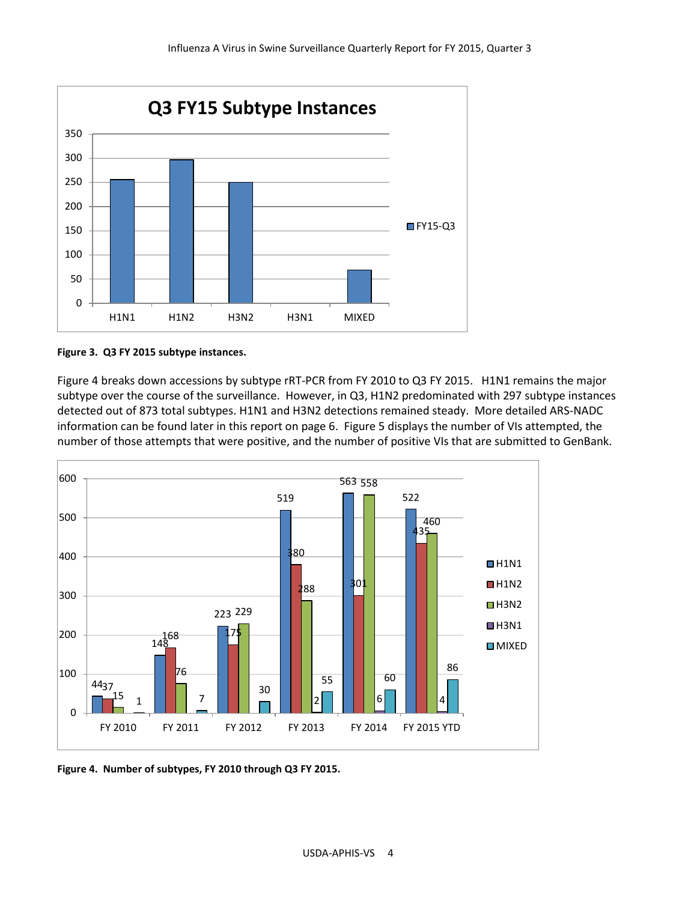**Figure 3. Q3 FY 2015 subtype instances.**

Figure 4 breaks down accessions by subtype rRT-PCR from FY 2010 to Q3 FY 2015. H1N1 remains the major subtype over the course of the surveillance. However, in Q3, H1N2 predominated with 297 subtype instances detected out of 873 total subtypes. H1N1 and H3N2 detections remained steady. More detailed ARS-NADC information can be found later in this report on page 6. Figure 5 displays the number of VIs attempted, the number of those attempts that were positive, and the number of positive VIs that are submitted to GenBank.

**Figure 4. Number of subtypes, FY 2010 through Q3 FY 2015.**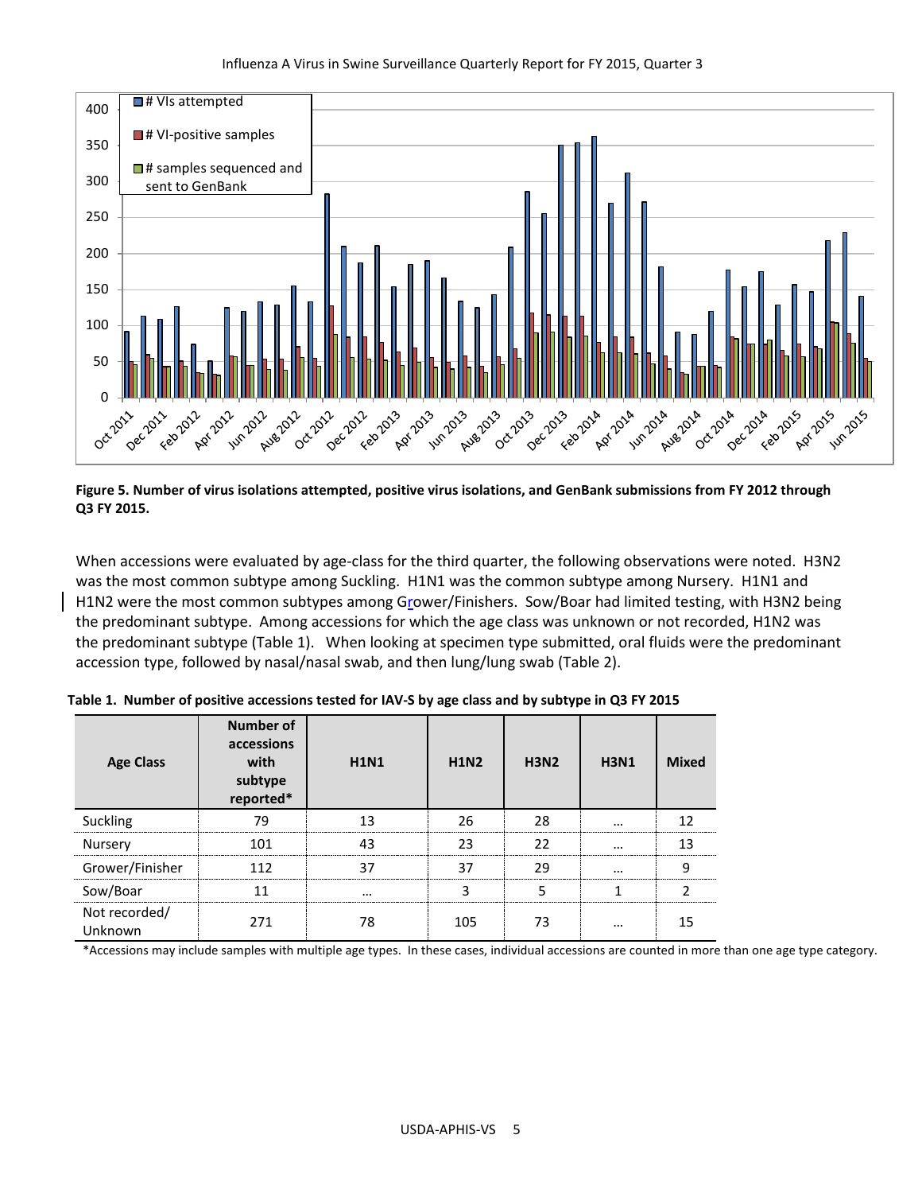**Figure 5. Number of virus isolations attempted, positive virus isolations, and GenBank submissions from FY 2012 through Q3 FY 2015.**

When accessions were evaluated by age-class for the third quarter, the following observations were noted. H3N2 was the most common subtype among Suckling. H1N1 was the common subtype among Nursery. H1N1 and H1N2 were the most common subtypes among Grower/Finishers. Sow/Boar had limited testing, with H3N2 being the predominant subtype. Among accessions for which the age class was unknown or not recorded, H1N2 was the predominant subtype (Table 1). When looking at specimen type submitted, oral fluids were the predominant accession type, followed by nasal/nasal swab, and then lung/lung swab (Table 2).

**Table 1. Number of positive accessions tested for IAV-S by age class and by subtype in Q3 FY 2015**

| Age Class | Number of accessions with subtype reported* | H1N1 | H1N2 | H3N2 | H3N1 | Mixed |
|---|---|---|---|---|---|---|
| Suckling | 79 | 13 | 26 | 28 | … | 12 |
| Nursery | 101 | 43 | 23 | 22 | … | 13 |
| Grower/Finisher | 112 | 37 | 37 | 29 | … | 9 |
| Sow/Boar | 11 | … | 3 | 5 | 1 | 2 |
| Not recorded/ Unknown | 271 | 78 | 105 | 73 | … | 15 |

*Accessions may include samples with multiple age types. In these cases, individual accessions are counted in more than one age type category.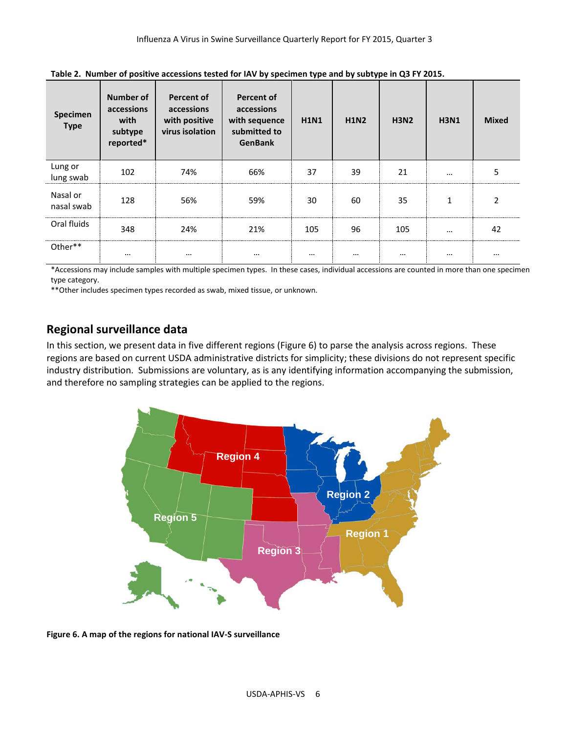**Table 2. Number of positive accessions tested for IAV by specimen type and by subtype in Q3 FY 2015.**

| Specimen Type | Number of accessions with subtype reported* | Percent of accessions with positive virus isolation | Percent of accessions with sequence submitted to GenBank | H1N1 | H1N2 | H3N2 | H3N1 | Mixed |
|---|---|---|---|---|---|---|---|---|
| Lung or lung swab | 102 | 74% | 66% | 37 | 39 | 21 | … | 5 |
| Nasal or nasal swab | 128 | 56% | 59% | 30 | 60 | 35 | 1 | 2 |
| Oral fluids | 348 | 24% | 21% | 105 | 96 | 105 | … | 42 |
| Other** | … | … | … | … | … | … | … | … |

*Accessions may include samples with multiple specimen types. In these cases, individual accessions are counted in more than one specimen type category.

**Other includes specimen types recorded as swab, mixed tissue, or unknown.

## Regional surveillance data

In this section, we present data in five different regions (Figure 6) to parse the analysis across regions. These regions are based on current USDA administrative districts for simplicity; these divisions do not represent specific industry distribution. Submissions are voluntary, as is any identifying information accompanying the submission, and therefore no sampling strategies can be applied to the regions.

**Figure 6. A map of the regions for national IAV-S surveillance**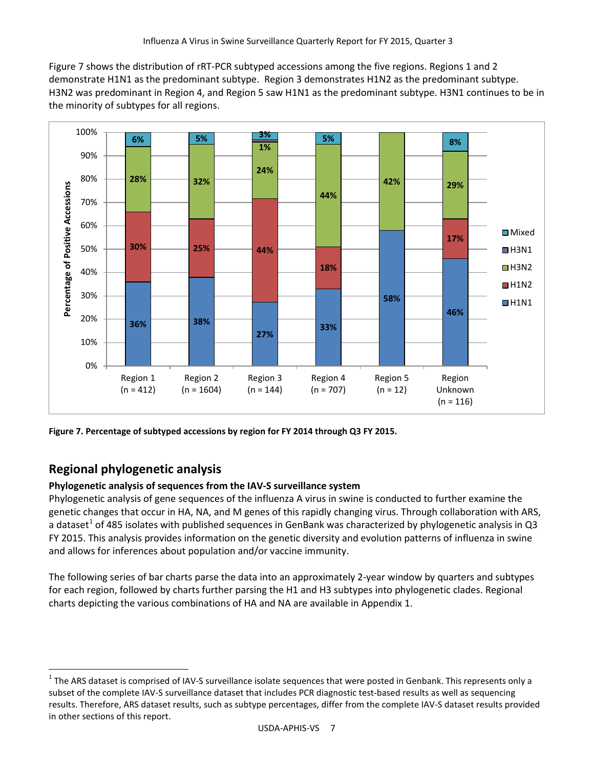Figure 7 shows the distribution of rRT-PCR subtyped accessions among the five regions. Regions 1 and 2 demonstrate H1N1 as the predominant subtype. Region 3 demonstrates H1N2 as the predominant subtype. H3N2 was predominant in Region 4, and Region 5 saw H1N1 as the predominant subtype. H3N1 continues to be in the minority of subtypes for all regions.

| Subtype | Region 1 (n = 412) | Region 2 (n = 1604) | Region 3 (n = 144) | Region 4 (n = 707) | Region 5 (n = 12) | Region Unknown (n = 116) |
|---|---|---|---|---|---|---|
| Mixed | 6% | 5% | 3% | 5% | | 8% |
| H3N1 | | | 1% | | | |
| H3N2 | 28% | 32% | 24% | 44% | 42% | 29% |
| H1N2 | 30% | 25% | 44% | 18% | | 17% |
| H1N1 | 36% | 38% | 27% | 33% | 58% | 46% |

**Figure 7. Percentage of subtyped accessions by region for FY 2014 through Q3 FY 2015.**

## Regional phylogenetic analysis

### Phylogenetic analysis of sequences from the IAV-S surveillance system

Phylogenetic analysis of gene sequences of the influenza A virus in swine is conducted to further examine the genetic changes that occur in HA, NA, and M genes of this rapidly changing virus. Through collaboration with ARS, a dataset[1] of 485 isolates with published sequences in GenBank was characterized by phylogenetic analysis in Q3 FY 2015. This analysis provides information on the genetic diversity and evolution patterns of influenza in swine and allows for inferences about population and/or vaccine immunity.

The following series of bar charts parse the data into an approximately 2-year window by quarters and subtypes for each region, followed by charts further parsing the H1 and H3 subtypes into phylogenetic clades. Regional charts depicting the various combinations of HA and NA are available in Appendix 1.

[1] The ARS dataset is comprised of IAV-S surveillance isolate sequences that were posted in Genbank. This represents only a subset of the complete IAV-S surveillance dataset that includes PCR diagnostic test-based results as well as sequencing results. Therefore, ARS dataset results, such as subtype percentages, differ from the complete IAV-S dataset results provided in other sections of this report.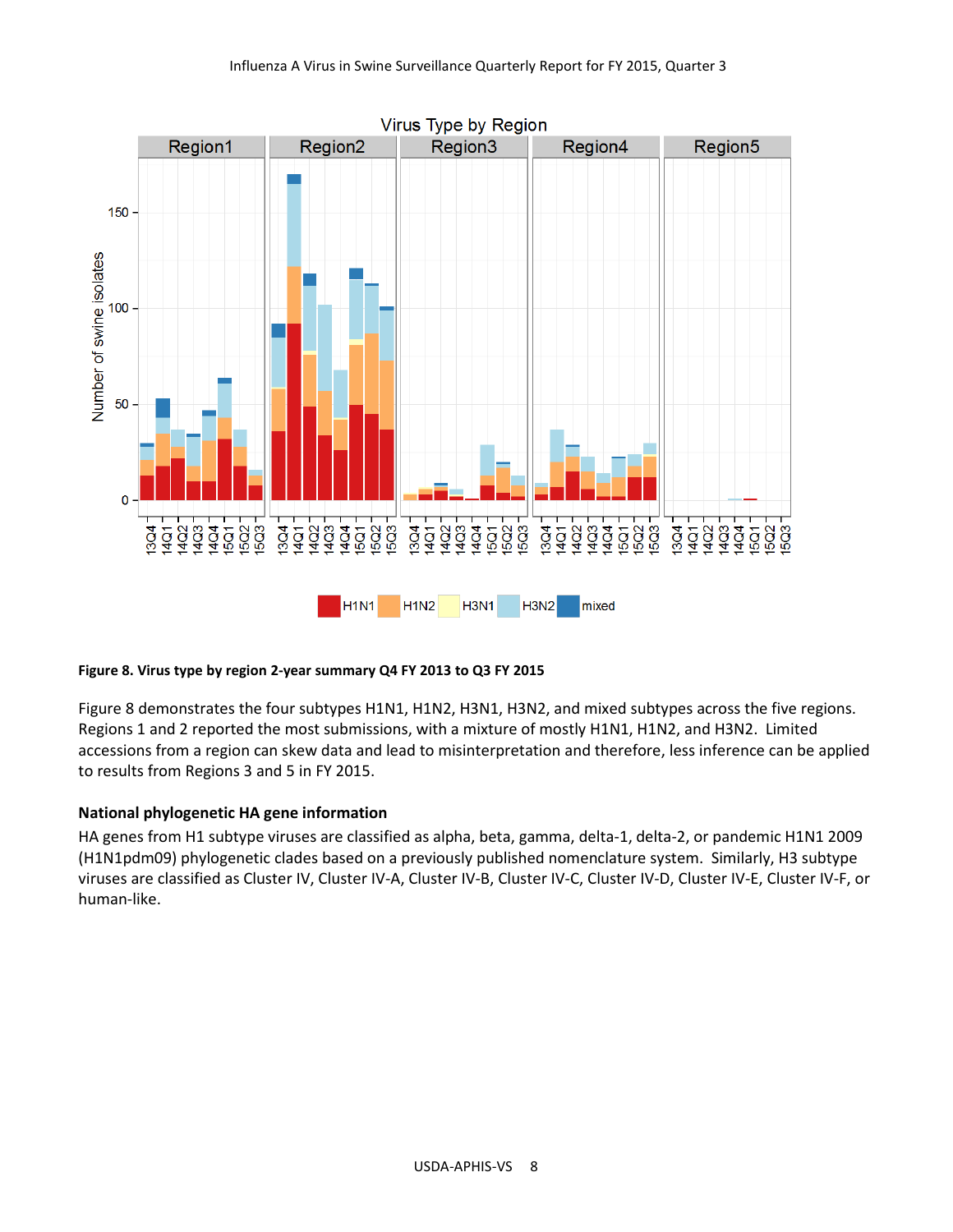**Figure 8. Virus type by region 2-year summary Q4 FY 2013 to Q3 FY 2015**

Figure 8 demonstrates the four subtypes H1N1, H1N2, H3N1, H3N2, and mixed subtypes across the five regions. Regions 1 and 2 reported the most submissions, with a mixture of mostly H1N1, H1N2, and H3N2. Limited accessions from a region can skew data and lead to misinterpretation and therefore, less inference can be applied to results from Regions 3 and 5 in FY 2015.

### National phylogenetic HA gene information

HA genes from H1 subtype viruses are classified as alpha, beta, gamma, delta-1, delta-2, or pandemic H1N1 2009 (H1N1pdm09) phylogenetic clades based on a previously published nomenclature system. Similarly, H3 subtype viruses are classified as Cluster IV, Cluster IV-A, Cluster IV-B, Cluster IV-C, Cluster IV-D, Cluster IV-E, Cluster IV-F, or human-like.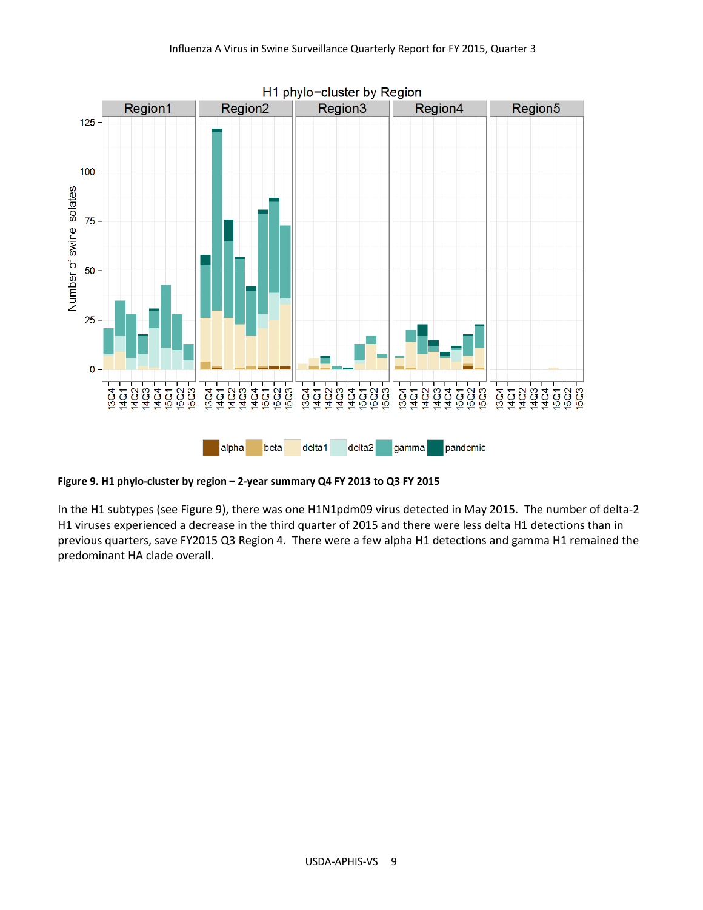**Figure 9. H1 phylo-cluster by region – 2-year summary Q4 FY 2013 to Q3 FY 2015**

In the H1 subtypes (see Figure 9), there was one H1N1pdm09 virus detected in May 2015. The number of delta-2 H1 viruses experienced a decrease in the third quarter of 2015 and there were less delta H1 detections than in previous quarters, save FY2015 Q3 Region 4. There were a few alpha H1 detections and gamma H1 remained the predominant HA clade overall.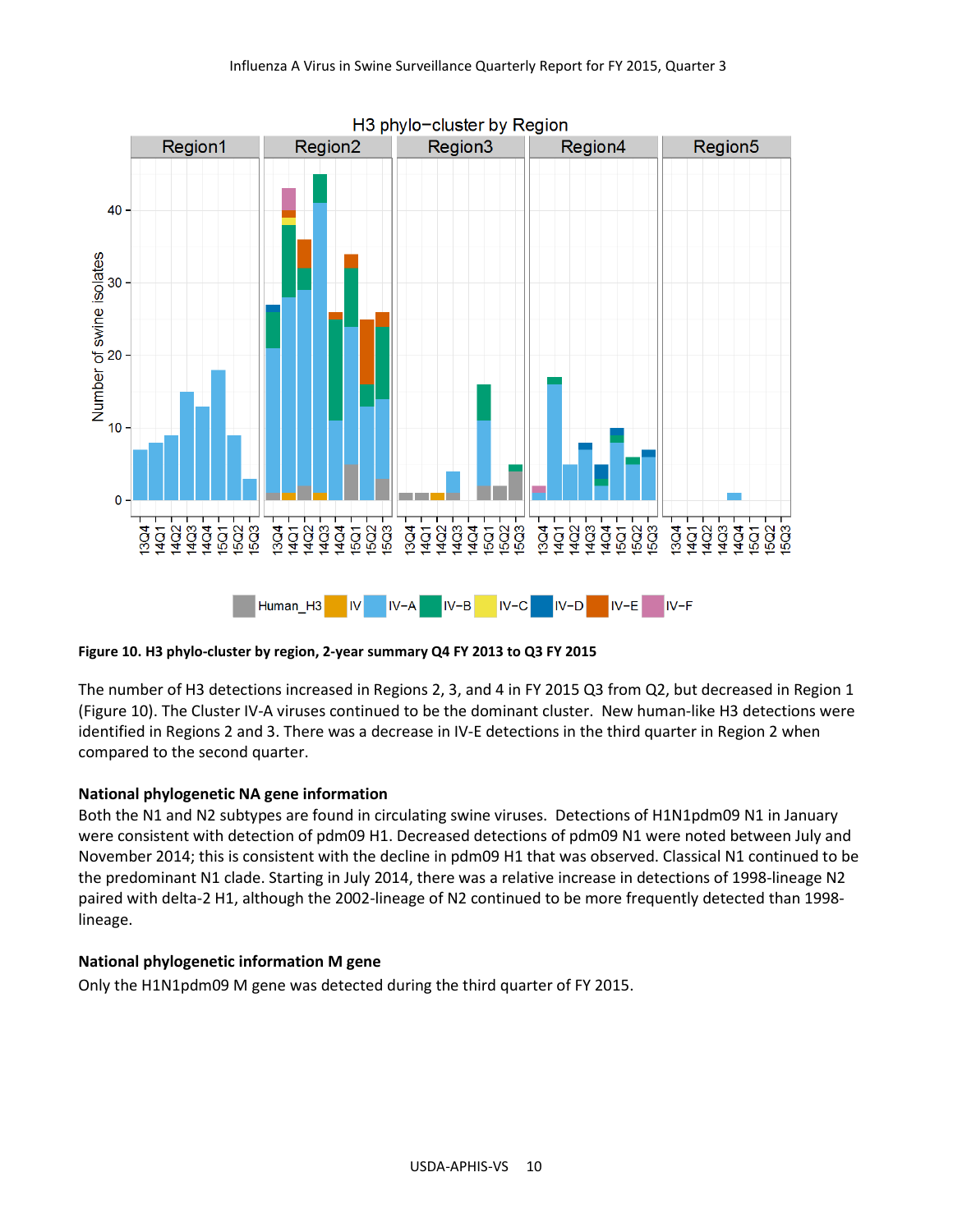**Figure 10. H3 phylo-cluster by region, 2-year summary Q4 FY 2013 to Q3 FY 2015**

The number of H3 detections increased in Regions 2, 3, and 4 in FY 2015 Q3 from Q2, but decreased in Region 1 (Figure 10). The Cluster IV-A viruses continued to be the dominant cluster. New human-like H3 detections were identified in Regions 2 and 3. There was a decrease in IV-E detections in the third quarter in Region 2 when compared to the second quarter.

### National phylogenetic NA gene information

Both the N1 and N2 subtypes are found in circulating swine viruses. Detections of H1N1pdm09 N1 in January were consistent with detection of pdm09 H1. Decreased detections of pdm09 N1 were noted between July and November 2014; this is consistent with the decline in pdm09 H1 that was observed. Classical N1 continued to be the predominant N1 clade. Starting in July 2014, there was a relative increase in detections of 1998-lineage N2 paired with delta-2 H1, although the 2002-lineage of N2 continued to be more frequently detected than 1998-lineage.

### National phylogenetic information M gene

Only the H1N1pdm09 M gene was detected during the third quarter of FY 2015.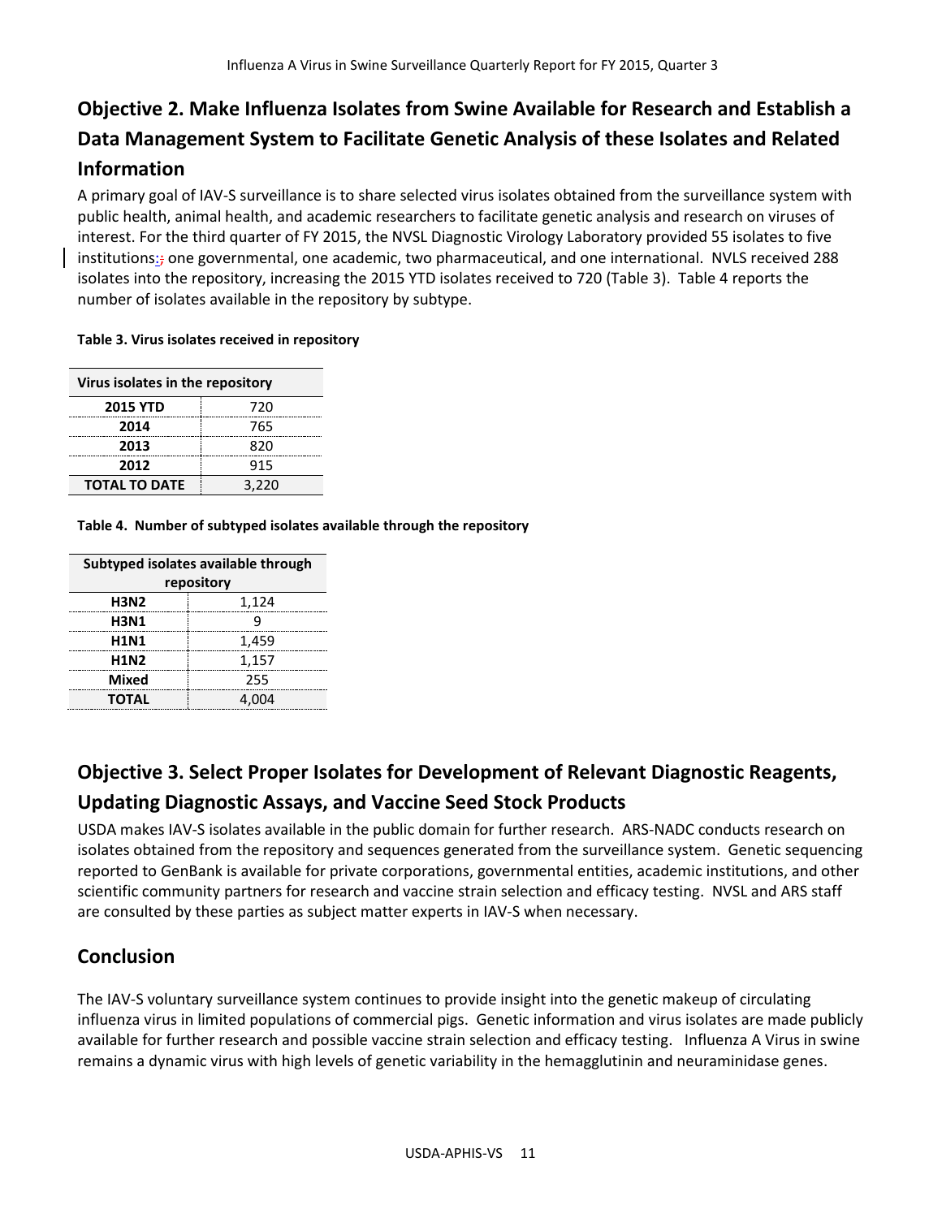## Objective 2. Make Influenza Isolates from Swine Available for Research and Establish a Data Management System to Facilitate Genetic Analysis of these Isolates and Related Information

A primary goal of IAV-S surveillance is to share selected virus isolates obtained from the surveillance system with public health, animal health, and academic researchers to facilitate genetic analysis and research on viruses of interest. For the third quarter of FY 2015, the NVSL Diagnostic Virology Laboratory provided 55 isolates to five institutions:; one governmental, one academic, two pharmaceutical, and one international. NVLS received 288 isolates into the repository, increasing the 2015 YTD isolates received to 720 (Table 3). Table 4 reports the number of isolates available in the repository by subtype.

**Table 3. Virus isolates received in repository**

| Virus isolates in the repository | |
|---|---|
| **2015 YTD** | 720 |
| **2014** | 765 |
| **2013** | 820 |
| **2012** | 915 |
| **TOTAL TO DATE** | 3,220 |

**Table 4. Number of subtyped isolates available through the repository**

| Subtyped isolates available through repository | |
|---|---|
| **H3N2** | 1,124 |
| **H3N1** | 9 |
| **H1N1** | 1,459 |
| **H1N2** | 1,157 |
| **Mixed** | 255 |
| **TOTAL** | 4,004 |

## Objective 3. Select Proper Isolates for Development of Relevant Diagnostic Reagents, Updating Diagnostic Assays, and Vaccine Seed Stock Products

USDA makes IAV-S isolates available in the public domain for further research. ARS-NADC conducts research on isolates obtained from the repository and sequences generated from the surveillance system. Genetic sequencing reported to GenBank is available for private corporations, governmental entities, academic institutions, and other scientific community partners for research and vaccine strain selection and efficacy testing. NVSL and ARS staff are consulted by these parties as subject matter experts in IAV-S when necessary.

## Conclusion

The IAV-S voluntary surveillance system continues to provide insight into the genetic makeup of circulating influenza virus in limited populations of commercial pigs. Genetic information and virus isolates are made publicly available for further research and possible vaccine strain selection and efficacy testing. Influenza A Virus in swine remains a dynamic virus with high levels of genetic variability in the hemagglutinin and neuraminidase genes.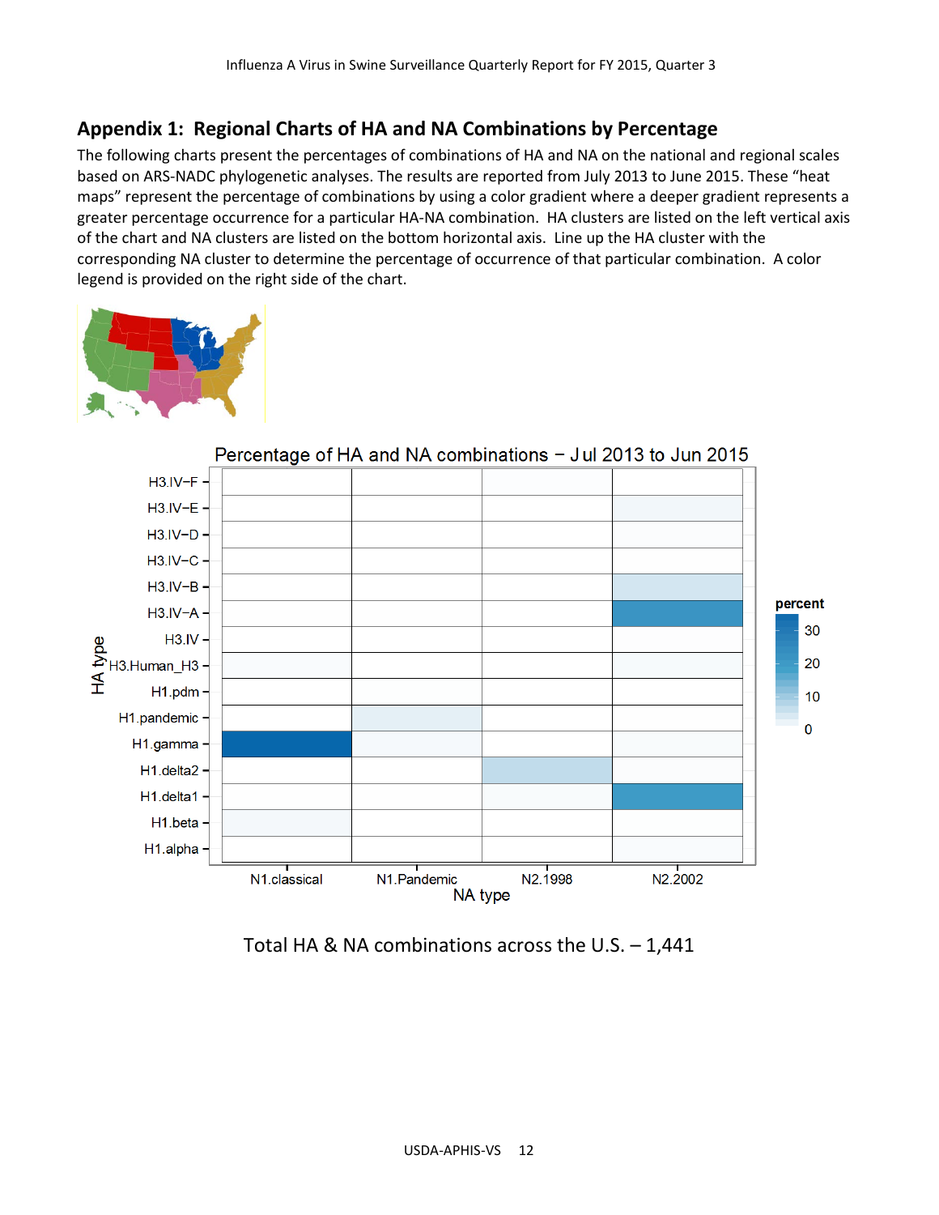## Appendix 1: Regional Charts of HA and NA Combinations by Percentage

The following charts present the percentages of combinations of HA and NA on the national and regional scales based on ARS-NADC phylogenetic analyses. The results are reported from July 2013 to June 2015. These "heat maps" represent the percentage of combinations by using a color gradient where a deeper gradient represents a greater percentage occurrence for a particular HA-NA combination. HA clusters are listed on the left vertical axis of the chart and NA clusters are listed on the bottom horizontal axis. Line up the HA cluster with the corresponding NA cluster to determine the percentage of occurrence of that particular combination. A color legend is provided on the right side of the chart.

Percentage of HA and NA combinations – Jul 2013 to Jun 2015

Total HA & NA combinations across the U.S. – 1,441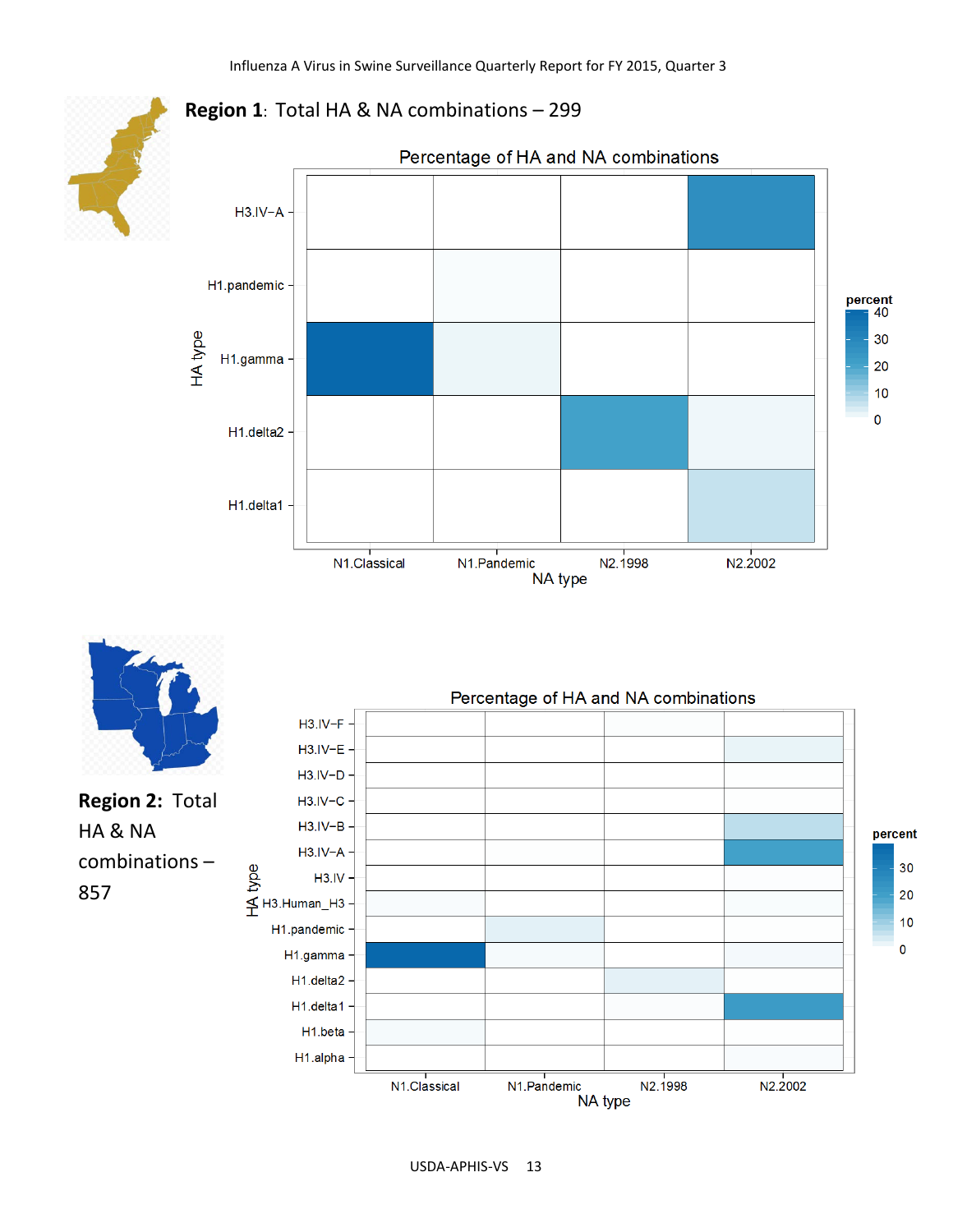**Region 1**: Total HA & NA combinations – 299

Percentage of HA and NA combinations

HA type: H3.IV−A, H1.pandemic, H1.gamma, H1.delta2, H1.delta1

NA type: N1.Classical, N1.Pandemic, N2.1998, N2.2002

percent: 0, 10, 20, 30, 40

**Region 2:** Total HA & NA combinations – 857

Percentage of HA and NA combinations

HA type: H3.IV−F, H3.IV−E, H3.IV−D, H3.IV−C, H3.IV−B, H3.IV−A, H3.IV, H3.Human_H3, H1.pandemic, H1.gamma, H1.delta2, H1.delta1, H1.beta, H1.alpha

NA type: N1.Classical, N1.Pandemic, N2.1998, N2.2002

percent: 0, 10, 20, 30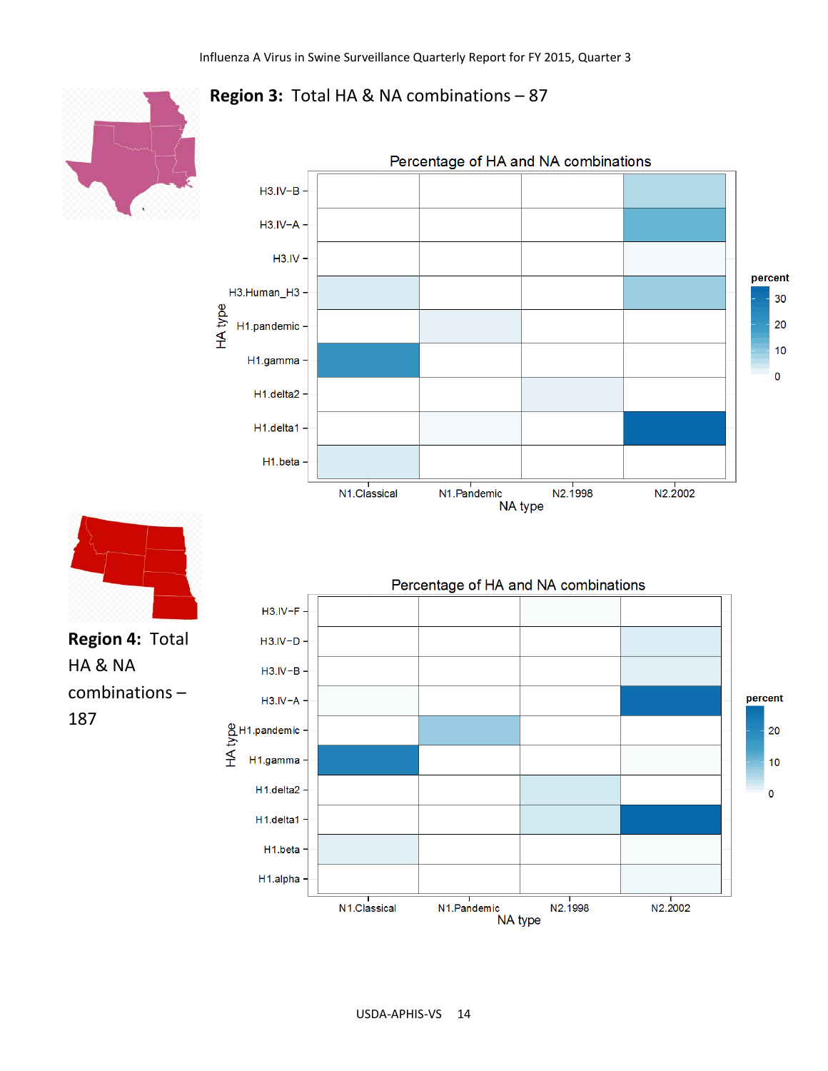## Region 3: Total HA & NA combinations – 87

Percentage of HA and NA combinations

HA type: H3.IV−B, H3.IV−A, H3.IV, H3.Human_H3, H1.pandemic, H1.gamma, H1.delta2, H1.delta1, H1.beta

NA type: N1.Classical, N1.Pandemic, N2.1998, N2.2002

percent: 30, 20, 10, 0

## Region 4: Total HA & NA combinations – 187

Percentage of HA and NA combinations

HA type: H3.IV−F, H3.IV−D, H3.IV−B, H3.IV−A, H1.pandemic, H1.gamma, H1.delta2, H1.delta1, H1.beta, H1.alpha

NA type: N1.Classical, N1.Pandemic, N2.1998, N2.2002

percent: 20, 10, 0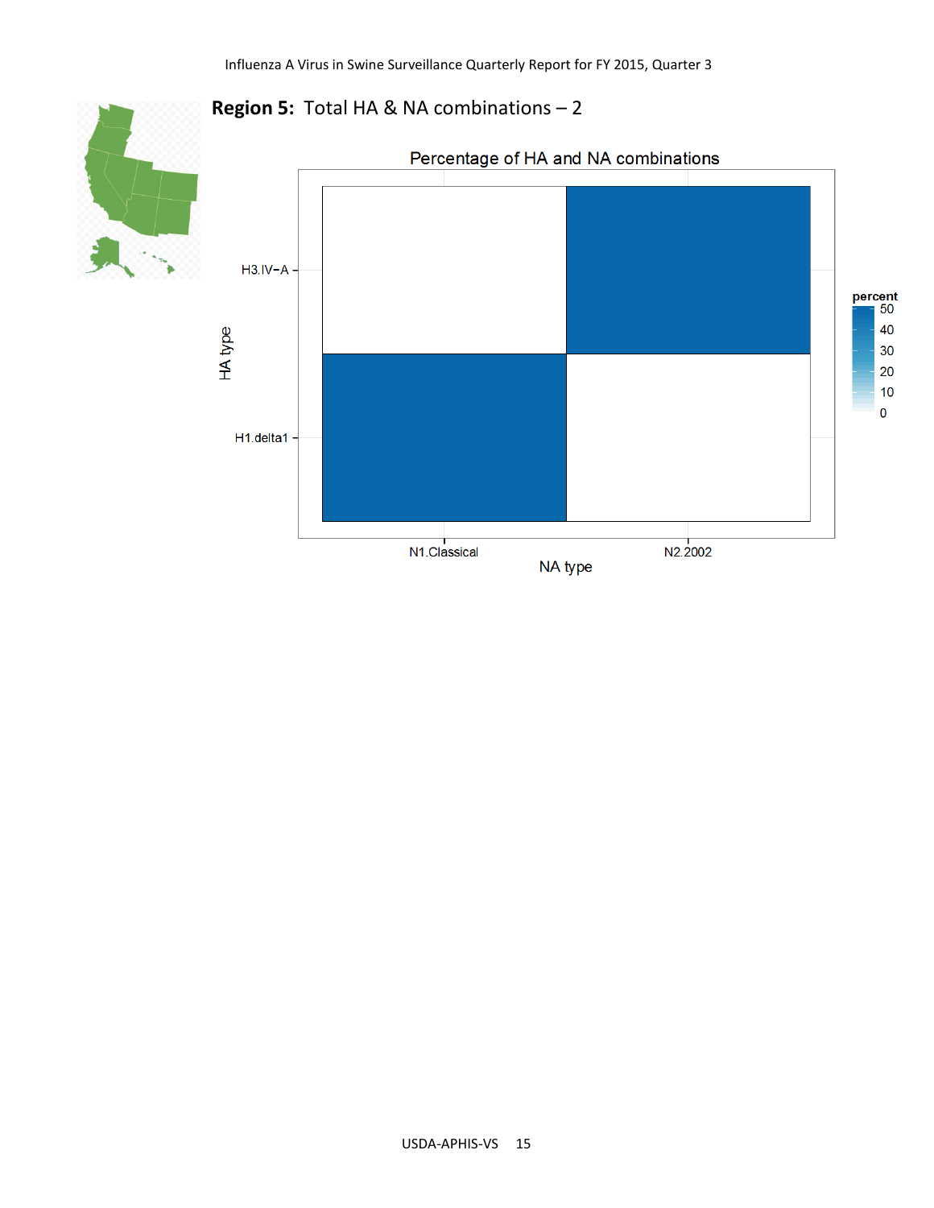## Region 5: Total HA & NA combinations – 2

Percentage of HA and NA combinations

HA type

H3.IV−A

H1.delta1

NA type

N1.Classical

N2.2002

percent

50

40

30

20

10

0